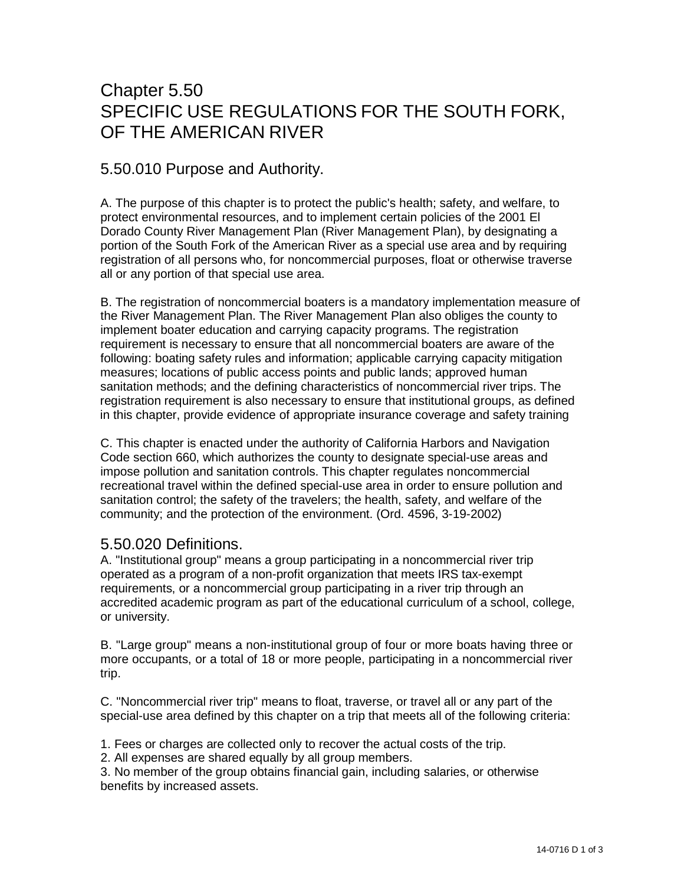# Chapter 5.50
# SPECIFIC USE REGULATIONS FOR THE SOUTH FORK, OF THE AMERICAN RIVER

## 5.50.010 Purpose and Authority.

A. The purpose of this chapter is to protect the public's health; safety, and welfare, to protect environmental resources, and to implement certain policies of the 2001 El Dorado County River Management Plan (River Management Plan), by designating a portion of the South Fork of the American River as a special use area and by requiring registration of all persons who, for noncommercial purposes, float or otherwise traverse all or any portion of that special use area.

B. The registration of noncommercial boaters is a mandatory implementation measure of the River Management Plan. The River Management Plan also obliges the county to implement boater education and carrying capacity programs. The registration requirement is necessary to ensure that all noncommercial boaters are aware of the following: boating safety rules and information; applicable carrying capacity mitigation measures; locations of public access points and public lands; approved human sanitation methods; and the defining characteristics of noncommercial river trips. The registration requirement is also necessary to ensure that institutional groups, as defined in this chapter, provide evidence of appropriate insurance coverage and safety training

C. This chapter is enacted under the authority of California Harbors and Navigation Code section 660, which authorizes the county to designate special-use areas and impose pollution and sanitation controls. This chapter regulates noncommercial recreational travel within the defined special-use area in order to ensure pollution and sanitation control; the safety of the travelers; the health, safety, and welfare of the community; and the protection of the environment. (Ord. 4596, 3-19-2002)

## 5.50.020 Definitions.

A. "Institutional group" means a group participating in a noncommercial river trip operated as a program of a non-profit organization that meets IRS tax-exempt requirements, or a noncommercial group participating in a river trip through an accredited academic program as part of the educational curriculum of a school, college, or university.

B. "Large group" means a non-institutional group of four or more boats having three or more occupants, or a total of 18 or more people, participating in a noncommercial river trip.

C. "Noncommercial river trip" means to float, traverse, or travel all or any part of the special-use area defined by this chapter on a trip that meets all of the following criteria:

1. Fees or charges are collected only to recover the actual costs of the trip.
2. All expenses are shared equally by all group members.
3. No member of the group obtains financial gain, including salaries, or otherwise benefits by increased assets.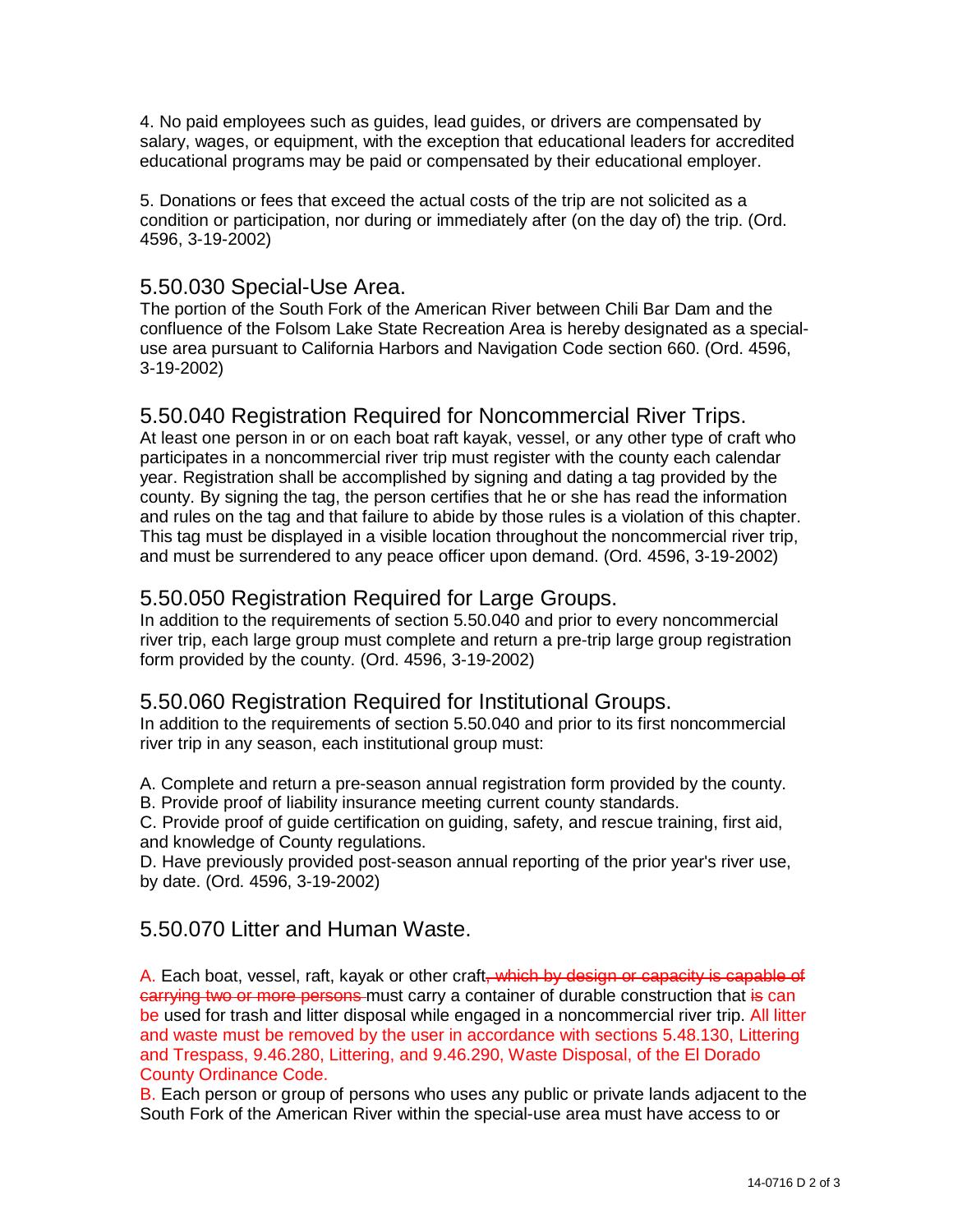4. No paid employees such as guides, lead guides, or drivers are compensated by salary, wages, or equipment, with the exception that educational leaders for accredited educational programs may be paid or compensated by their educational employer.

5. Donations or fees that exceed the actual costs of the trip are not solicited as a condition or participation, nor during or immediately after (on the day of) the trip. (Ord. 4596, 3-19-2002)

## 5.50.030 Special-Use Area.

The portion of the South Fork of the American River between Chili Bar Dam and the confluence of the Folsom Lake State Recreation Area is hereby designated as a special-use area pursuant to California Harbors and Navigation Code section 660. (Ord. 4596, 3-19-2002)

## 5.50.040 Registration Required for Noncommercial River Trips.

At least one person in or on each boat raft kayak, vessel, or any other type of craft who participates in a noncommercial river trip must register with the county each calendar year. Registration shall be accomplished by signing and dating a tag provided by the county. By signing the tag, the person certifies that he or she has read the information and rules on the tag and that failure to abide by those rules is a violation of this chapter. This tag must be displayed in a visible location throughout the noncommercial river trip, and must be surrendered to any peace officer upon demand. (Ord. 4596, 3-19-2002)

## 5.50.050 Registration Required for Large Groups.

In addition to the requirements of section 5.50.040 and prior to every noncommercial river trip, each large group must complete and return a pre-trip large group registration form provided by the county. (Ord. 4596, 3-19-2002)

## 5.50.060 Registration Required for Institutional Groups.

In addition to the requirements of section 5.50.040 and prior to its first noncommercial river trip in any season, each institutional group must:

A. Complete and return a pre-season annual registration form provided by the county.
B. Provide proof of liability insurance meeting current county standards.
C. Provide proof of guide certification on guiding, safety, and rescue training, first aid, and knowledge of County regulations.
D. Have previously provided post-season annual reporting of the prior year's river use, by date. (Ord. 4596, 3-19-2002)

## 5.50.070 Litter and Human Waste.

A. Each boat, vessel, raft, kayak or other craft~~, which by design or capacity is capable of carrying two or more persons~~ must carry a container of durable construction that ~~is~~ can be used for trash and litter disposal while engaged in a noncommercial river trip. All litter and waste must be removed by the user in accordance with sections 5.48.130, Littering and Trespass, 9.46.280, Littering, and 9.46.290, Waste Disposal, of the El Dorado County Ordinance Code.
B. Each person or group of persons who uses any public or private lands adjacent to the South Fork of the American River within the special-use area must have access to or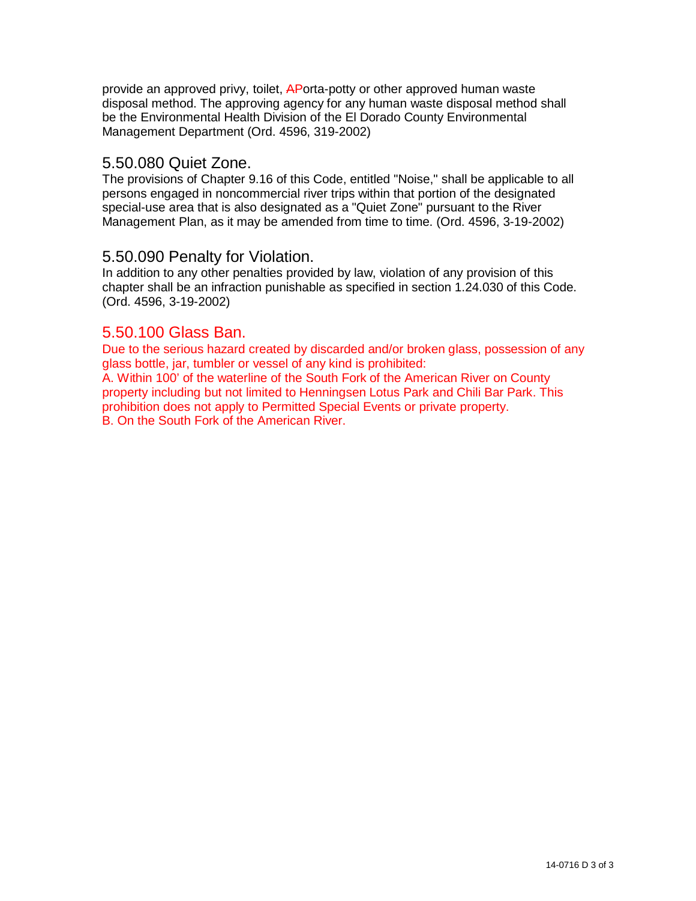provide an approved privy, toilet, APorta-potty or other approved human waste disposal method. The approving agency for any human waste disposal method shall be the Environmental Health Division of the El Dorado County Environmental Management Department (Ord. 4596, 319-2002)

## 5.50.080 Quiet Zone.

The provisions of Chapter 9.16 of this Code, entitled "Noise," shall be applicable to all persons engaged in noncommercial river trips within that portion of the designated special-use area that is also designated as a "Quiet Zone" pursuant to the River Management Plan, as it may be amended from time to time. (Ord. 4596, 3-19-2002)

## 5.50.090 Penalty for Violation.

In addition to any other penalties provided by law, violation of any provision of this chapter shall be an infraction punishable as specified in section 1.24.030 of this Code. (Ord. 4596, 3-19-2002)

## 5.50.100 Glass Ban.

Due to the serious hazard created by discarded and/or broken glass, possession of any glass bottle, jar, tumbler or vessel of any kind is prohibited:

A. Within 100' of the waterline of the South Fork of the American River on County property including but not limited to Henningsen Lotus Park and Chili Bar Park. This prohibition does not apply to Permitted Special Events or private property.

B. On the South Fork of the American River.